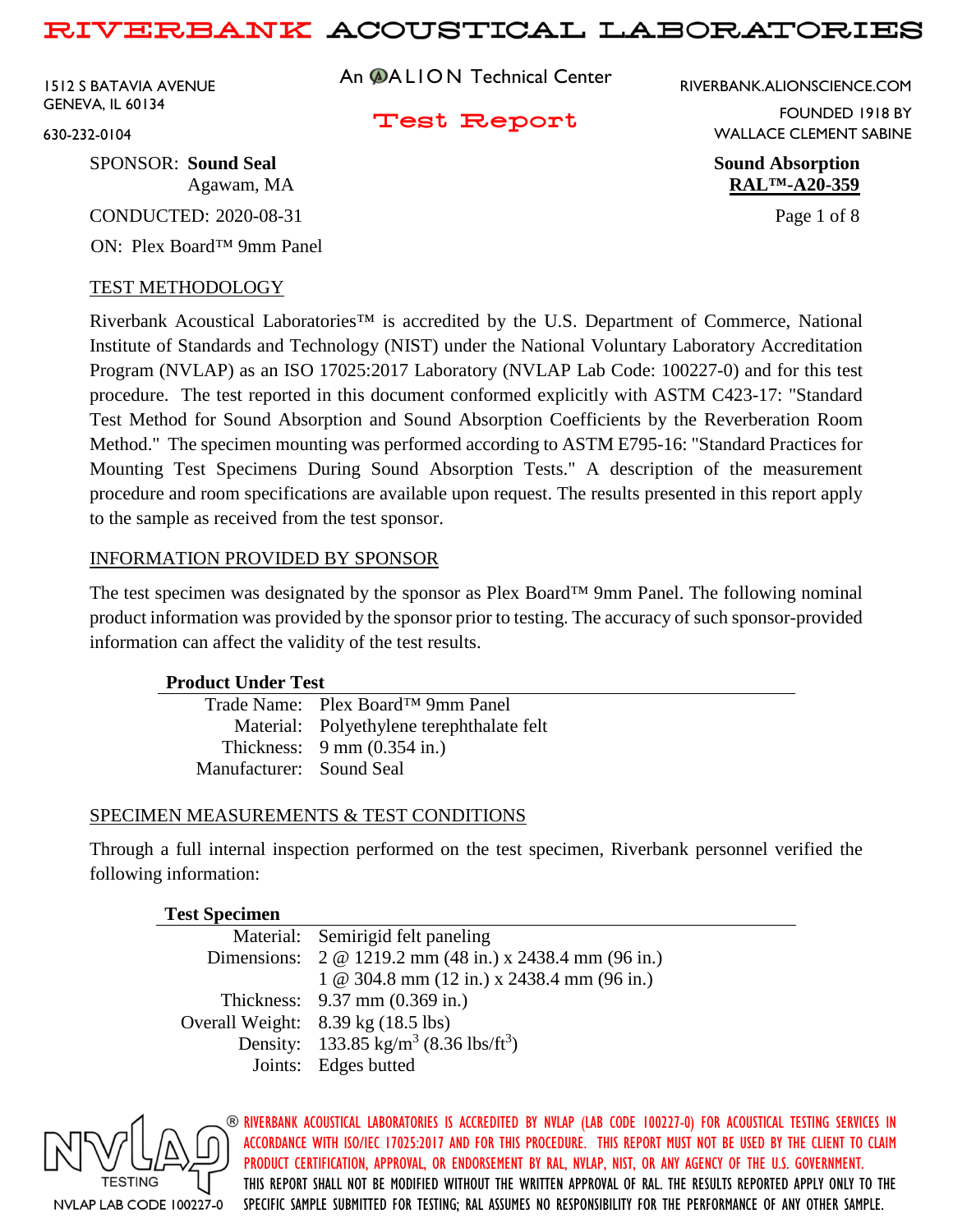# RIVERBANK ACOUSTICAL LABORATORIES

1512 S BATAVIA AVENUE
GENEVA, IL 60134
630-232-0104

An ALION Technical Center

RIVERBANK.ALIONSCIENCE.COM
FOUNDED 1918 BY
WALLACE CLEMENT SABINE

## Test Report

SPONSOR: **Sound Seal**
Agawam, MA

CONDUCTED: 2020-08-31

ON: Plex Board™ 9mm Panel

**Sound Absorption**
**RAL™-A20-359**

### TEST METHODOLOGY

Riverbank Acoustical Laboratories™ is accredited by the U.S. Department of Commerce, National Institute of Standards and Technology (NIST) under the National Voluntary Laboratory Accreditation Program (NVLAP) as an ISO 17025:2017 Laboratory (NVLAP Lab Code: 100227-0) and for this test procedure. The test reported in this document conformed explicitly with ASTM C423-17: "Standard Test Method for Sound Absorption and Sound Absorption Coefficients by the Reverberation Room Method." The specimen mounting was performed according to ASTM E795-16: "Standard Practices for Mounting Test Specimens During Sound Absorption Tests." A description of the measurement procedure and room specifications are available upon request. The results presented in this report apply to the sample as received from the test sponsor.

### INFORMATION PROVIDED BY SPONSOR

The test specimen was designated by the sponsor as Plex Board™ 9mm Panel. The following nominal product information was provided by the sponsor prior to testing. The accuracy of such sponsor-provided information can affect the validity of the test results.

| **Product Under Test** | |
|---|---|
| Trade Name: | Plex Board™ 9mm Panel |
| Material: | Polyethylene terephthalate felt |
| Thickness: | 9 mm (0.354 in.) |
| Manufacturer: | Sound Seal |

### SPECIMEN MEASUREMENTS & TEST CONDITIONS

Through a full internal inspection performed on the test specimen, Riverbank personnel verified the following information:

| **Test Specimen** | |
|---|---|
| Material: | Semirigid felt paneling |
| Dimensions: | 2 @ 1219.2 mm (48 in.) x 2438.4 mm (96 in.) |
| | 1 @ 304.8 mm (12 in.) x 2438.4 mm (96 in.) |
| Thickness: | 9.37 mm (0.369 in.) |
| Overall Weight: | 8.39 kg (18.5 lbs) |
| Density: | 133.85 kg/m$^3$ (8.36 lbs/ft$^3$) |
| Joints: | Edges butted |

NVLAP TESTING — NVLAP LAB CODE 100227-0

RIVERBANK ACOUSTICAL LABORATORIES IS ACCREDITED BY NVLAP (LAB CODE 100227-0) FOR ACOUSTICAL TESTING SERVICES IN ACCORDANCE WITH ISO/IEC 17025:2017 AND FOR THIS PROCEDURE. THIS REPORT MUST NOT BE USED BY THE CLIENT TO CLAIM PRODUCT CERTIFICATION, APPROVAL, OR ENDORSEMENT BY RAL, NVLAP, NIST, OR ANY AGENCY OF THE U.S. GOVERNMENT. THIS REPORT SHALL NOT BE MODIFIED WITHOUT THE WRITTEN APPROVAL OF RAL. THE RESULTS REPORTED APPLY ONLY TO THE SPECIFIC SAMPLE SUBMITTED FOR TESTING; RAL ASSUMES NO RESPONSIBILITY FOR THE PERFORMANCE OF ANY OTHER SAMPLE.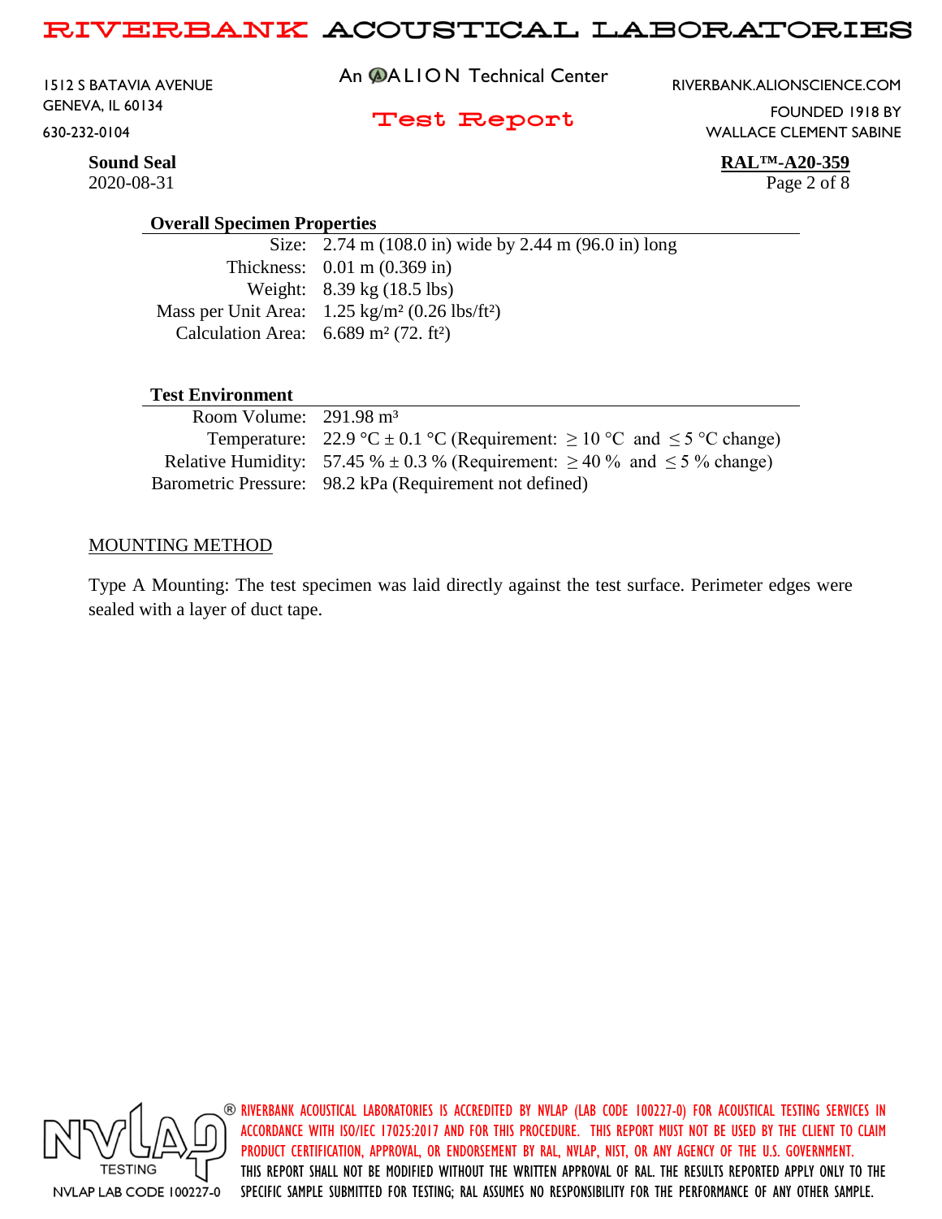## Overall Specimen Properties

| | |
|---|---|
| Size: | 2.74 m (108.0 in) wide by 2.44 m (96.0 in) long |
| Thickness: | 0.01 m (0.369 in) |
| Weight: | 8.39 kg (18.5 lbs) |
| Mass per Unit Area: | 1.25 kg/m² (0.26 lbs/ft²) |
| Calculation Area: | 6.689 m² (72. ft²) |

## Test Environment

| | |
|---|---|
| Room Volume: | 291.98 m³ |
| Temperature: | 22.9 °C ± 0.1 °C (Requirement: ≥ 10 °C and ≤ 5 °C change) |
| Relative Humidity: | 57.45 % ± 0.3 % (Requirement: ≥ 40 % and ≤ 5 % change) |
| Barometric Pressure: | 98.2 kPa (Requirement not defined) |

## MOUNTING METHOD

Type A Mounting: The test specimen was laid directly against the test surface. Perimeter edges were sealed with a layer of duct tape.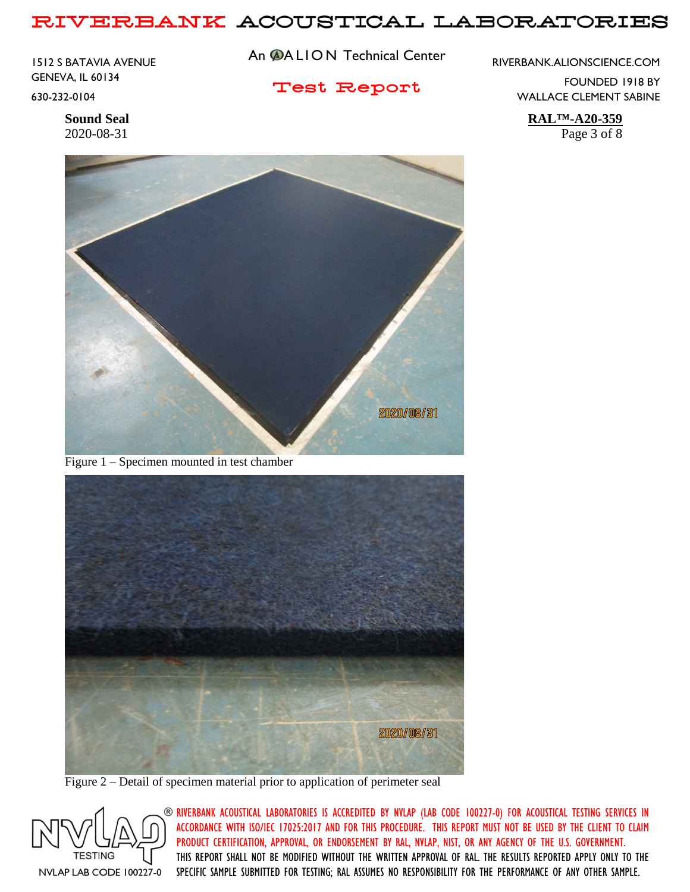Figure 1 – Specimen mounted in test chamber

Figure 2 – Detail of specimen material prior to application of perimeter seal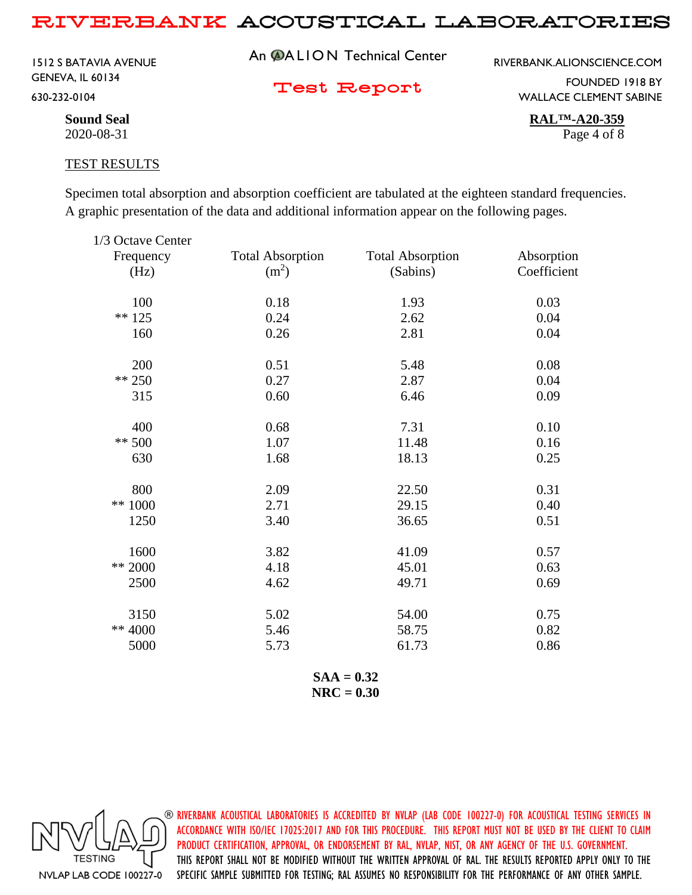## TEST RESULTS

Specimen total absorption and absorption coefficient are tabulated at the eighteen standard frequencies. A graphic presentation of the data and additional information appear on the following pages.

| 1/3 Octave Center Frequency (Hz) | Total Absorption ($m^2$) | Total Absorption (Sabins) | Absorption Coefficient |
|---|---|---|---|
| 100 | 0.18 | 1.93 | 0.03 |
| ** 125 | 0.24 | 2.62 | 0.04 |
| 160 | 0.26 | 2.81 | 0.04 |
| 200 | 0.51 | 5.48 | 0.08 |
| ** 250 | 0.27 | 2.87 | 0.04 |
| 315 | 0.60 | 6.46 | 0.09 |
| 400 | 0.68 | 7.31 | 0.10 |
| ** 500 | 1.07 | 11.48 | 0.16 |
| 630 | 1.68 | 18.13 | 0.25 |
| 800 | 2.09 | 22.50 | 0.31 |
| ** 1000 | 2.71 | 29.15 | 0.40 |
| 1250 | 3.40 | 36.65 | 0.51 |
| 1600 | 3.82 | 41.09 | 0.57 |
| ** 2000 | 4.18 | 45.01 | 0.63 |
| 2500 | 4.62 | 49.71 | 0.69 |
| 3150 | 5.02 | 54.00 | 0.75 |
| ** 4000 | 5.46 | 58.75 | 0.82 |
| 5000 | 5.73 | 61.73 | 0.86 |

**SAA = 0.32**
**NRC = 0.30**

NVLAP LAB CODE 100227-0

RIVERBANK ACOUSTICAL LABORATORIES IS ACCREDITED BY NVLAP (LAB CODE 100227-0) FOR ACOUSTICAL TESTING SERVICES IN ACCORDANCE WITH ISO/IEC 17025:2017 AND FOR THIS PROCEDURE. THIS REPORT MUST NOT BE USED BY THE CLIENT TO CLAIM PRODUCT CERTIFICATION, APPROVAL, OR ENDORSEMENT BY RAL, NVLAP, NIST, OR ANY AGENCY OF THE U.S. GOVERNMENT. THIS REPORT SHALL NOT BE MODIFIED WITHOUT THE WRITTEN APPROVAL OF RAL. THE RESULTS REPORTED APPLY ONLY TO THE SPECIFIC SAMPLE SUBMITTED FOR TESTING; RAL ASSUMES NO RESPONSIBILITY FOR THE PERFORMANCE OF ANY OTHER SAMPLE.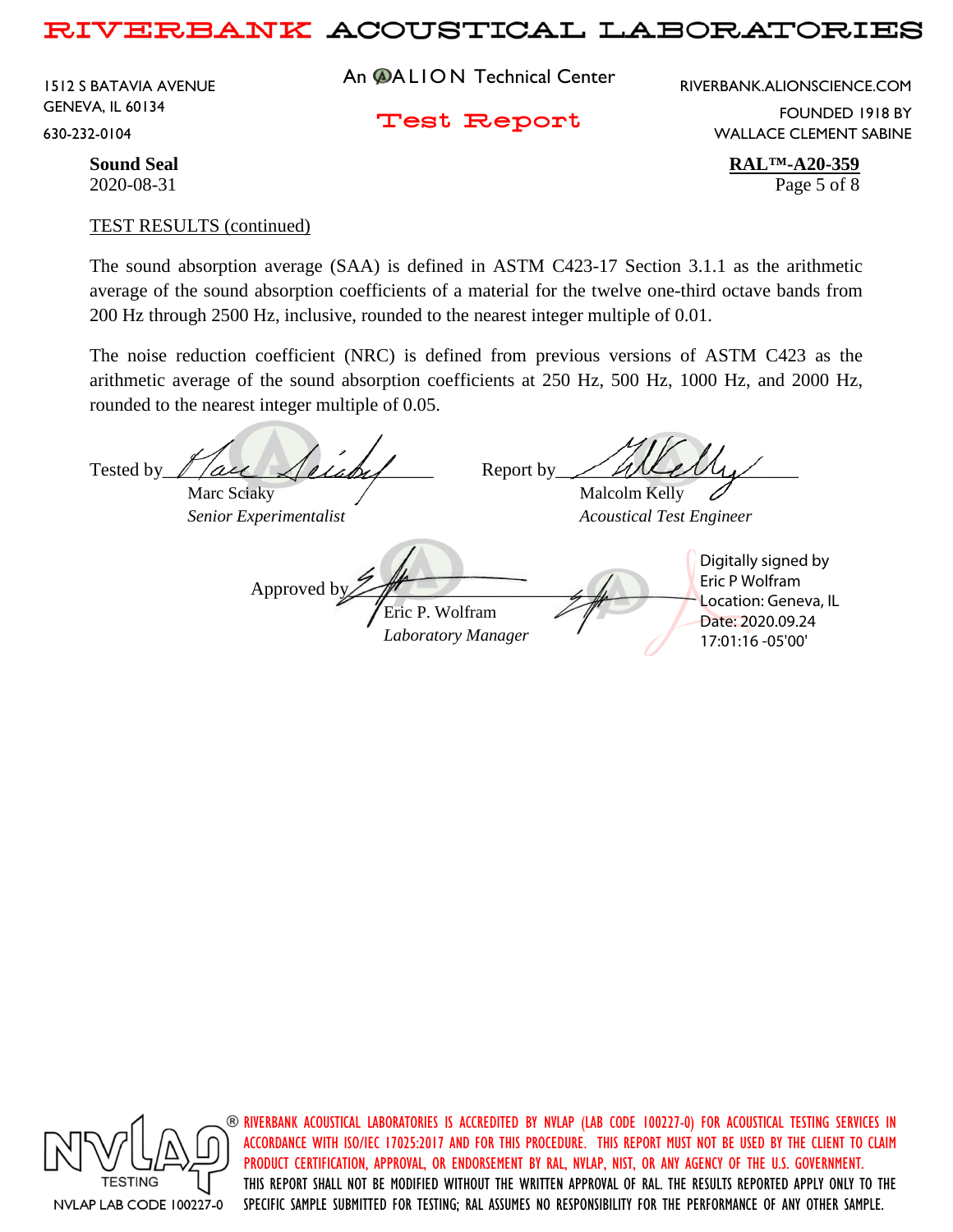TEST RESULTS (continued)

The sound absorption average (SAA) is defined in ASTM C423-17 Section 3.1.1 as the arithmetic average of the sound absorption coefficients of a material for the twelve one-third octave bands from 200 Hz through 2500 Hz, inclusive, rounded to the nearest integer multiple of 0.01.

The noise reduction coefficient (NRC) is defined from previous versions of ASTM C423 as the arithmetic average of the sound absorption coefficients at 250 Hz, 500 Hz, 1000 Hz, and 2000 Hz, rounded to the nearest integer multiple of 0.05.

Tested by ____________________
Marc Sciaky
*Senior Experimentalist*

Report by ____________________
Malcolm Kelly
*Acoustical Test Engineer*

Approved by ____________________
Eric P. Wolfram
*Laboratory Manager*

Digitally signed by Eric P Wolfram
Location: Geneva, IL
Date: 2020.09.24 17:01:16 -05'00'

RIVERBANK ACOUSTICAL LABORATORIES IS ACCREDITED BY NVLAP (LAB CODE 100227-0) FOR ACOUSTICAL TESTING SERVICES IN ACCORDANCE WITH ISO/IEC 17025:2017 AND FOR THIS PROCEDURE. THIS REPORT MUST NOT BE USED BY THE CLIENT TO CLAIM PRODUCT CERTIFICATION, APPROVAL, OR ENDORSEMENT BY RAL, NVLAP, NIST, OR ANY AGENCY OF THE U.S. GOVERNMENT. THIS REPORT SHALL NOT BE MODIFIED WITHOUT THE WRITTEN APPROVAL OF RAL. THE RESULTS REPORTED APPLY ONLY TO THE SPECIFIC SAMPLE SUBMITTED FOR TESTING; RAL ASSUMES NO RESPONSIBILITY FOR THE PERFORMANCE OF ANY OTHER SAMPLE.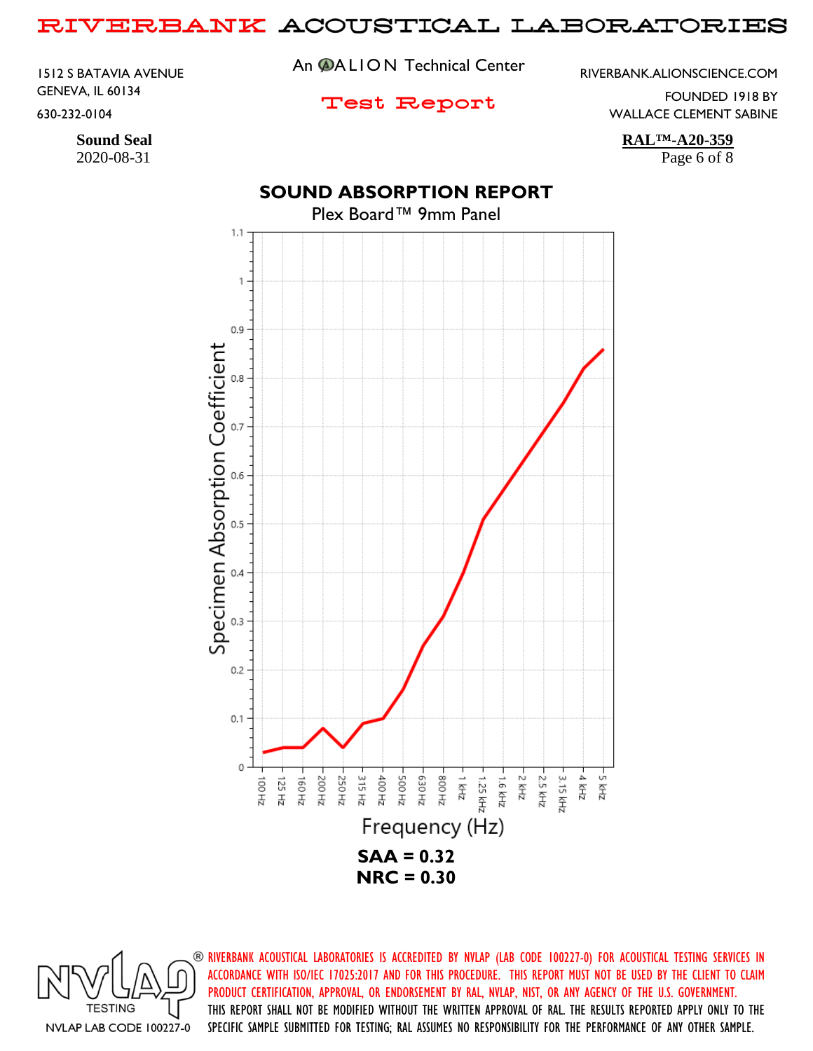**Sound Seal**
2020-08-31

**RAL™-A20-359**

## SOUND ABSORPTION REPORT

Plex Board™ 9mm Panel

Specimen Absorption Coefficient

Frequency (Hz)

100 Hz, 125 Hz, 160 Hz, 200 Hz, 250 Hz, 315 Hz, 400 Hz, 500 Hz, 630 Hz, 800 Hz, 1 kHz, 1.25 kHz, 1.6 kHz, 2 kHz, 2.5 kHz, 3.15 kHz, 4 kHz, 5 kHz

**SAA = 0.32**
**NRC = 0.30**

NVLAP TESTING
NVLAP LAB CODE 100227-0

RIVERBANK ACOUSTICAL LABORATORIES IS ACCREDITED BY NVLAP (LAB CODE 100227-0) FOR ACOUSTICAL TESTING SERVICES IN ACCORDANCE WITH ISO/IEC 17025:2017 AND FOR THIS PROCEDURE. THIS REPORT MUST NOT BE USED BY THE CLIENT TO CLAIM PRODUCT CERTIFICATION, APPROVAL, OR ENDORSEMENT BY RAL, NVLAP, NIST, OR ANY AGENCY OF THE U.S. GOVERNMENT. THIS REPORT SHALL NOT BE MODIFIED WITHOUT THE WRITTEN APPROVAL OF RAL. THE RESULTS REPORTED APPLY ONLY TO THE SPECIFIC SAMPLE SUBMITTED FOR TESTING; RAL ASSUMES NO RESPONSIBILITY FOR THE PERFORMANCE OF ANY OTHER SAMPLE.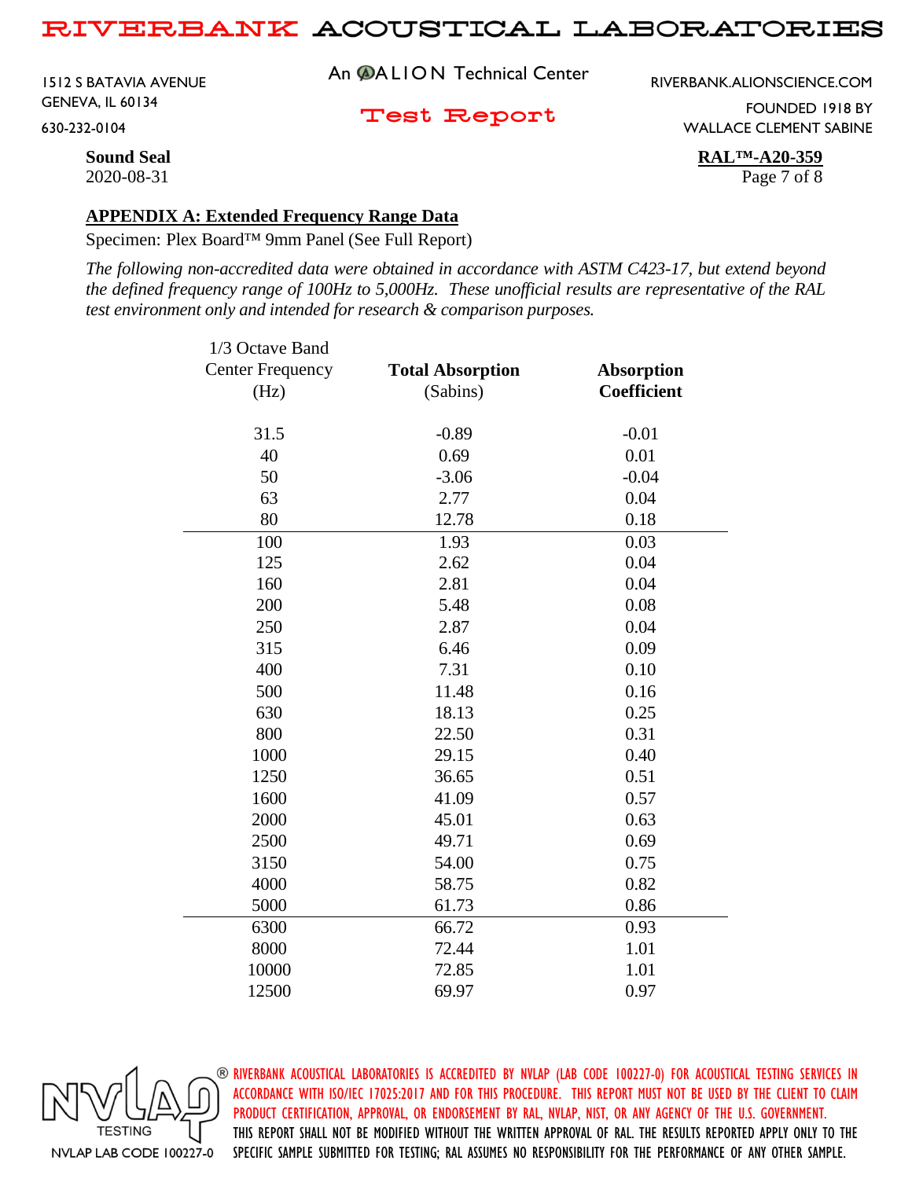**Sound Seal**
2020-08-31

**RAL™-A20-359**

## APPENDIX A: Extended Frequency Range Data

Specimen: Plex Board™ 9mm Panel (See Full Report)

*The following non-accredited data were obtained in accordance with ASTM C423-17, but extend beyond the defined frequency range of 100Hz to 5,000Hz. These unofficial results are representative of the RAL test environment only and intended for research & comparison purposes.*

| 1/3 Octave Band Center Frequency (Hz) | **Total Absorption** (Sabins) | **Absorption Coefficient** |
|---|---|---|
| 31.5 | -0.89 | -0.01 |
| 40 | 0.69 | 0.01 |
| 50 | -3.06 | -0.04 |
| 63 | 2.77 | 0.04 |
| 80 | 12.78 | 0.18 |
| 100 | 1.93 | 0.03 |
| 125 | 2.62 | 0.04 |
| 160 | 2.81 | 0.04 |
| 200 | 5.48 | 0.08 |
| 250 | 2.87 | 0.04 |
| 315 | 6.46 | 0.09 |
| 400 | 7.31 | 0.10 |
| 500 | 11.48 | 0.16 |
| 630 | 18.13 | 0.25 |
| 800 | 22.50 | 0.31 |
| 1000 | 29.15 | 0.40 |
| 1250 | 36.65 | 0.51 |
| 1600 | 41.09 | 0.57 |
| 2000 | 45.01 | 0.63 |
| 2500 | 49.71 | 0.69 |
| 3150 | 54.00 | 0.75 |
| 4000 | 58.75 | 0.82 |
| 5000 | 61.73 | 0.86 |
| 6300 | 66.72 | 0.93 |
| 8000 | 72.44 | 1.01 |
| 10000 | 72.85 | 1.01 |
| 12500 | 69.97 | 0.97 |

RIVERBANK ACOUSTICAL LABORATORIES IS ACCREDITED BY NVLAP (LAB CODE 100227-0) FOR ACOUSTICAL TESTING SERVICES IN ACCORDANCE WITH ISO/IEC 17025:2017 AND FOR THIS PROCEDURE. THIS REPORT MUST NOT BE USED BY THE CLIENT TO CLAIM PRODUCT CERTIFICATION, APPROVAL, OR ENDORSEMENT BY RAL, NVLAP, NIST, OR ANY AGENCY OF THE U.S. GOVERNMENT. THIS REPORT SHALL NOT BE MODIFIED WITHOUT THE WRITTEN APPROVAL OF RAL. THE RESULTS REPORTED APPLY ONLY TO THE SPECIFIC SAMPLE SUBMITTED FOR TESTING; RAL ASSUMES NO RESPONSIBILITY FOR THE PERFORMANCE OF ANY OTHER SAMPLE.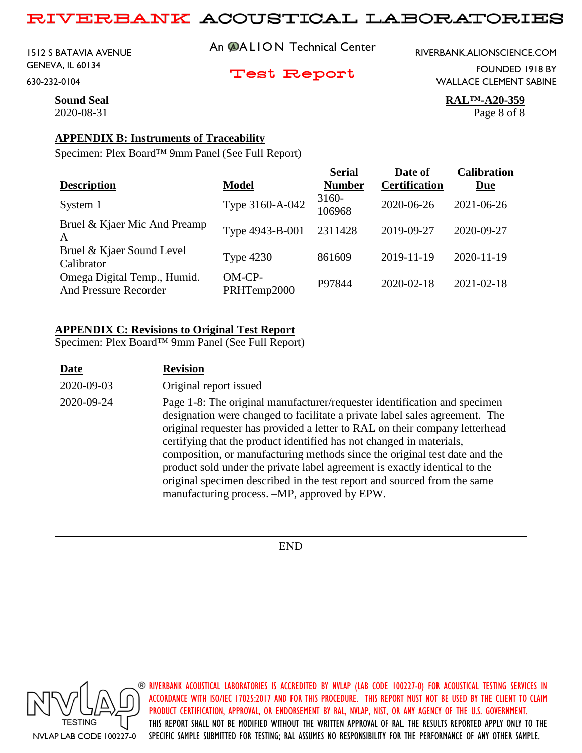## APPENDIX B: Instruments of Traceability

Specimen: Plex Board™ 9mm Panel (See Full Report)

| Description | Model | Serial Number | Date of Certification | Calibration Due |
|---|---|---|---|---|
| System 1 | Type 3160-A-042 | 3160-106968 | 2020-06-26 | 2021-06-26 |
| Bruel & Kjaer Mic And Preamp A | Type 4943-B-001 | 2311428 | 2019-09-27 | 2020-09-27 |
| Bruel & Kjaer Sound Level Calibrator | Type 4230 | 861609 | 2019-11-19 | 2020-11-19 |
| Omega Digital Temp., Humid. And Pressure Recorder | OM-CP-PRHTemp2000 | P97844 | 2020-02-18 | 2021-02-18 |

## APPENDIX C: Revisions to Original Test Report

Specimen: Plex Board™ 9mm Panel (See Full Report)

| Date | Revision |
|---|---|
| 2020-09-03 | Original report issued |
| 2020-09-24 | Page 1-8: The original manufacturer/requester identification and specimen designation were changed to facilitate a private label sales agreement. The original requester has provided a letter to RAL on their company letterhead certifying that the product identified has not changed in materials, composition, or manufacturing methods since the original test date and the product sold under the private label agreement is exactly identical to the original specimen described in the test report and sourced from the same manufacturing process. –MP, approved by EPW. |

---

END